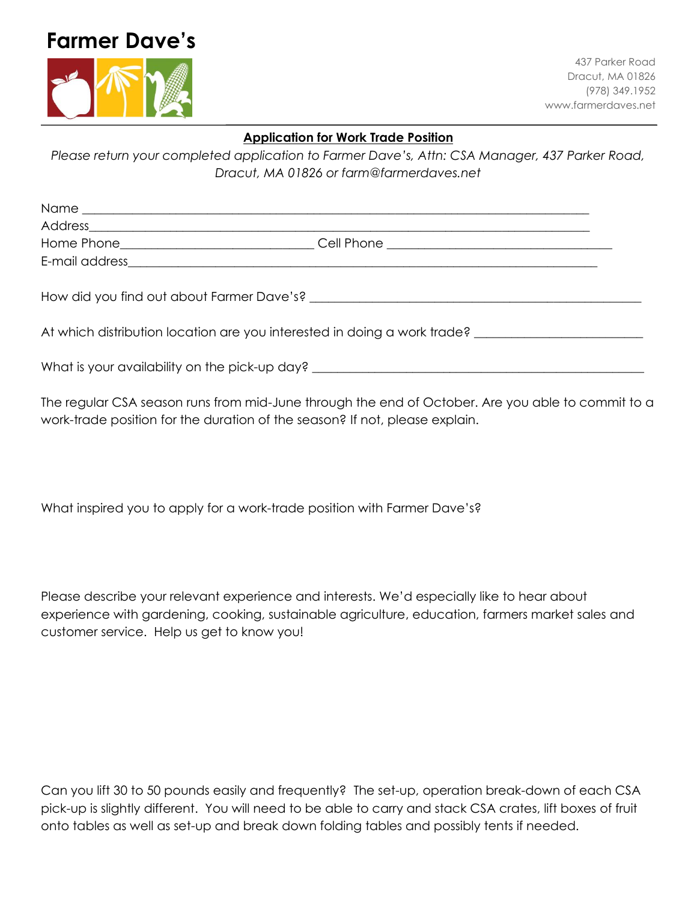# Farmer Dave's

437 Parker Road
Dracut, MA 01826
(978) 349.1952
www.farmerdaves.net

## Application for Work Trade Position

*Please return your completed application to Farmer Dave's, Attn: CSA Manager, 437 Parker Road, Dracut, MA 01826 or farm@farmerdaves.net*

Name ___________________________________________________________________________

Address__________________________________________________________________________

Home Phone_____________________________ Cell Phone ___________________________________

E-mail address_______________________________________________________________________

How did you find out about Farmer Dave's? ___________________________________________________

At which distribution location are you interested in doing a work trade? _________________________

What is your availability on the pick-up day? _________________________________________________

The regular CSA season runs from mid-June through the end of October. Are you able to commit to a work-trade position for the duration of the season? If not, please explain.

What inspired you to apply for a work-trade position with Farmer Dave's?

Please describe your relevant experience and interests. We'd especially like to hear about experience with gardening, cooking, sustainable agriculture, education, farmers market sales and customer service. Help us get to know you!

Can you lift 30 to 50 pounds easily and frequently? The set-up, operation break-down of each CSA pick-up is slightly different. You will need to be able to carry and stack CSA crates, lift boxes of fruit onto tables as well as set-up and break down folding tables and possibly tents if needed.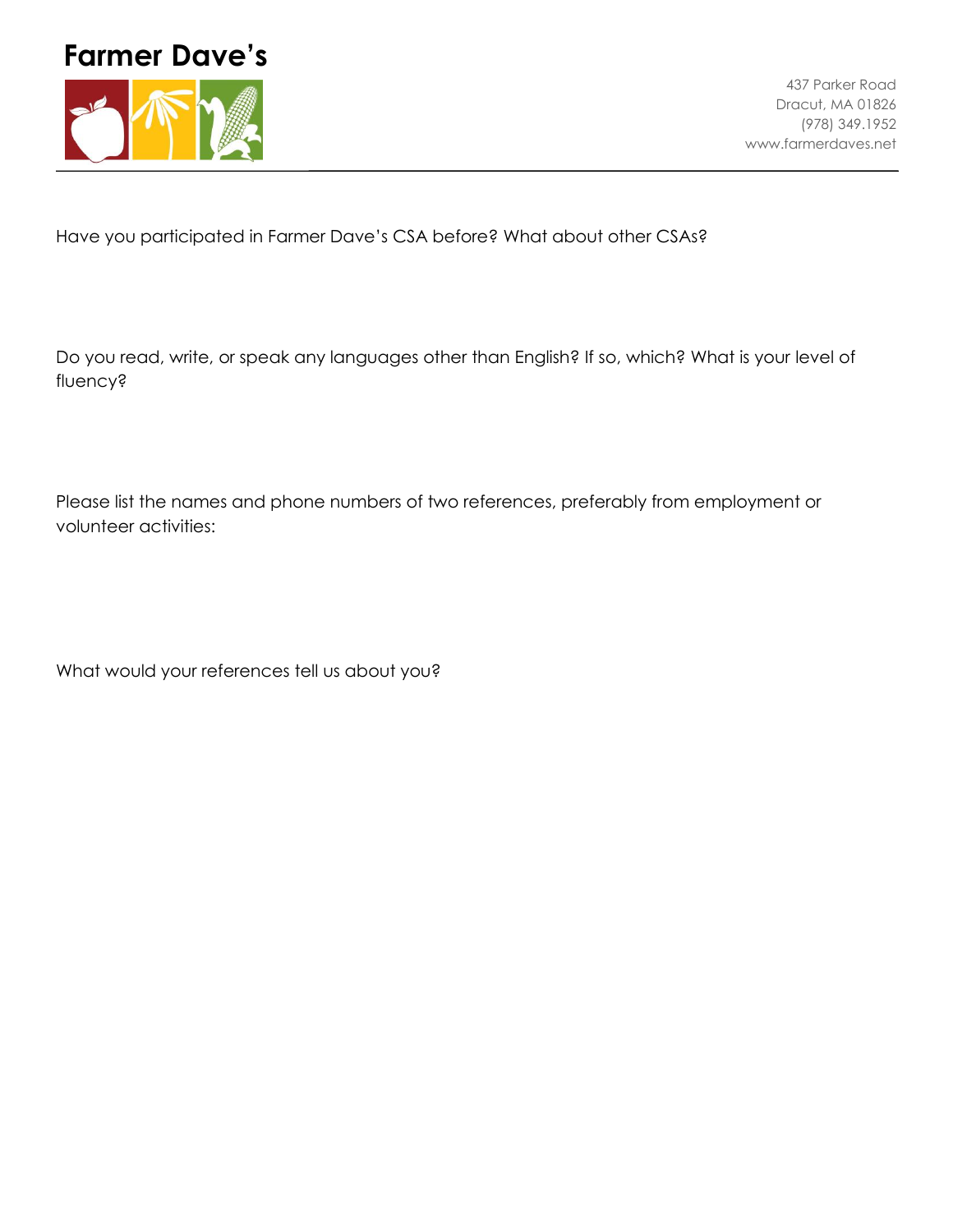**Farmer Dave's**

437 Parker Road
Dracut, MA 01826
(978) 349.1952
www.farmerdaves.net

---

Have you participated in Farmer Dave's CSA before? What about other CSAs?

Do you read, write, or speak any languages other than English? If so, which? What is your level of fluency?

Please list the names and phone numbers of two references, preferably from employment or volunteer activities:

What would your references tell us about you?